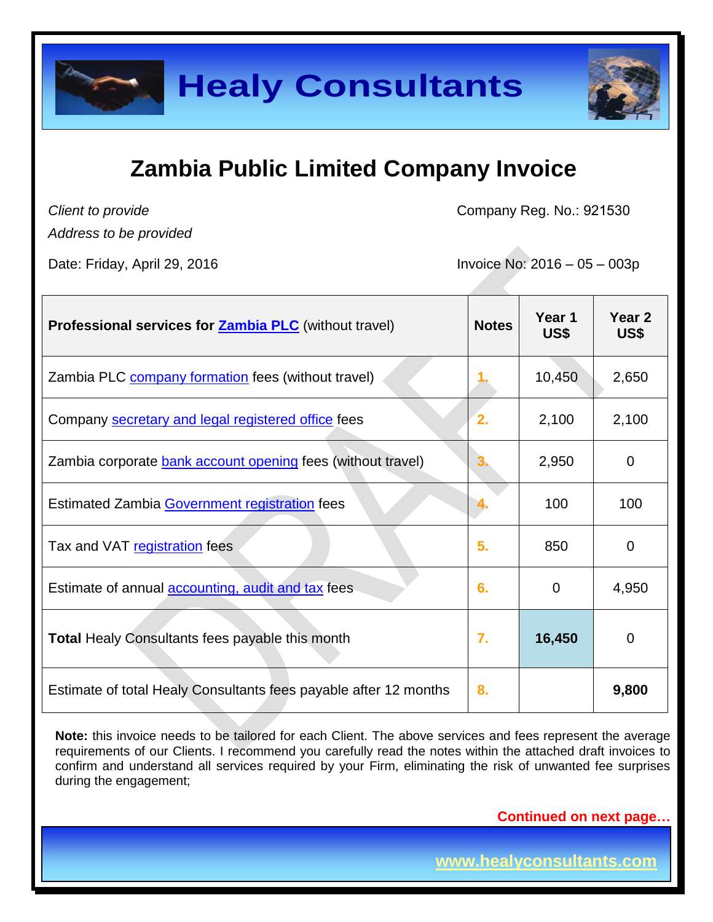# Healy Consultants

## Zambia Public Limited Company Invoice

*Client to provide*
*Address to be provided*

Company Reg. No.: 921530

Date: Friday, April 29, 2016

Invoice No: 2016 – 05 – 003p

| **Professional services for Zambia PLC** (without travel) | **Notes** | **Year 1 US$** | **Year 2 US$** |
|---|---|---|---|
| Zambia PLC company formation fees (without travel) | 1. | 10,450 | 2,650 |
| Company secretary and legal registered office fees | 2. | 2,100 | 2,100 |
| Zambia corporate bank account opening fees (without travel) | 3. | 2,950 | 0 |
| Estimated Zambia Government registration fees | 4. | 100 | 100 |
| Tax and VAT registration fees | 5. | 850 | 0 |
| Estimate of annual accounting, audit and tax fees | 6. | 0 | 4,950 |
| **Total** Healy Consultants fees payable this month | 7. | **16,450** | 0 |
| Estimate of total Healy Consultants fees payable after 12 months | 8. | | **9,800** |

**Note:** this invoice needs to be tailored for each Client. The above services and fees represent the average requirements of our Clients. I recommend you carefully read the notes within the attached draft invoices to confirm and understand all services required by your Firm, eliminating the risk of unwanted fee surprises during the engagement;

**Continued on next page…**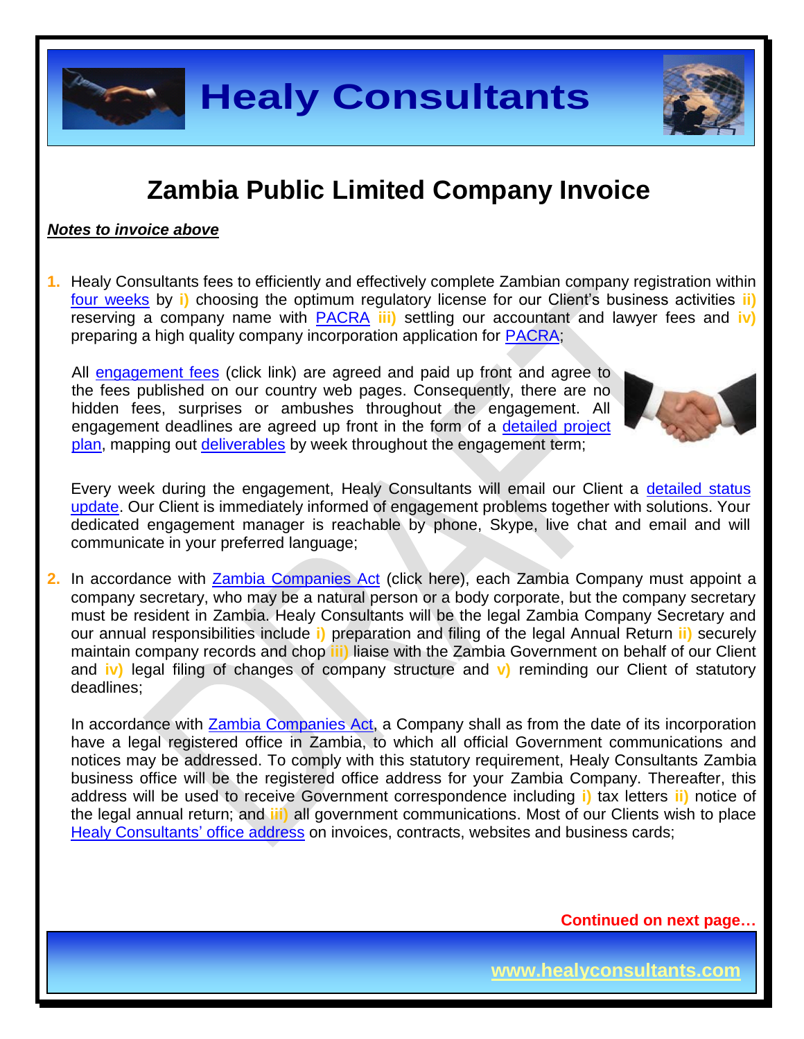# Zambia Public Limited Company Invoice

***Notes to invoice above***

1. Healy Consultants fees to efficiently and effectively complete Zambian company registration within four weeks by **i)** choosing the optimum regulatory license for our Client's business activities **ii)** reserving a company name with PACRA **iii)** settling our accountant and lawyer fees and **iv)** preparing a high quality company incorporation application for PACRA;

   All engagement fees (click link) are agreed and paid up front and agree to the fees published on our country web pages. Consequently, there are no hidden fees, surprises or ambushes throughout the engagement. All engagement deadlines are agreed up front in the form of a detailed project plan, mapping out deliverables by week throughout the engagement term;

   Every week during the engagement, Healy Consultants will email our Client a detailed status update. Our Client is immediately informed of engagement problems together with solutions. Your dedicated engagement manager is reachable by phone, Skype, live chat and email and will communicate in your preferred language;

2. In accordance with Zambia Companies Act (click here), each Zambia Company must appoint a company secretary, who may be a natural person or a body corporate, but the company secretary must be resident in Zambia. Healy Consultants will be the legal Zambia Company Secretary and our annual responsibilities include **i)** preparation and filing of the legal Annual Return **ii)** securely maintain company records and chop **iii)** liaise with the Zambia Government on behalf of our Client and **iv)** legal filing of changes of company structure and **v)** reminding our Client of statutory deadlines;

   In accordance with Zambia Companies Act, a Company shall as from the date of its incorporation have a legal registered office in Zambia, to which all official Government communications and notices may be addressed. To comply with this statutory requirement, Healy Consultants Zambia business office will be the registered office address for your Zambia Company. Thereafter, this address will be used to receive Government correspondence including **i)** tax letters **ii)** notice of the legal annual return; and **iii)** all government communications. Most of our Clients wish to place Healy Consultants' office address on invoices, contracts, websites and business cards;

**Continued on next page…**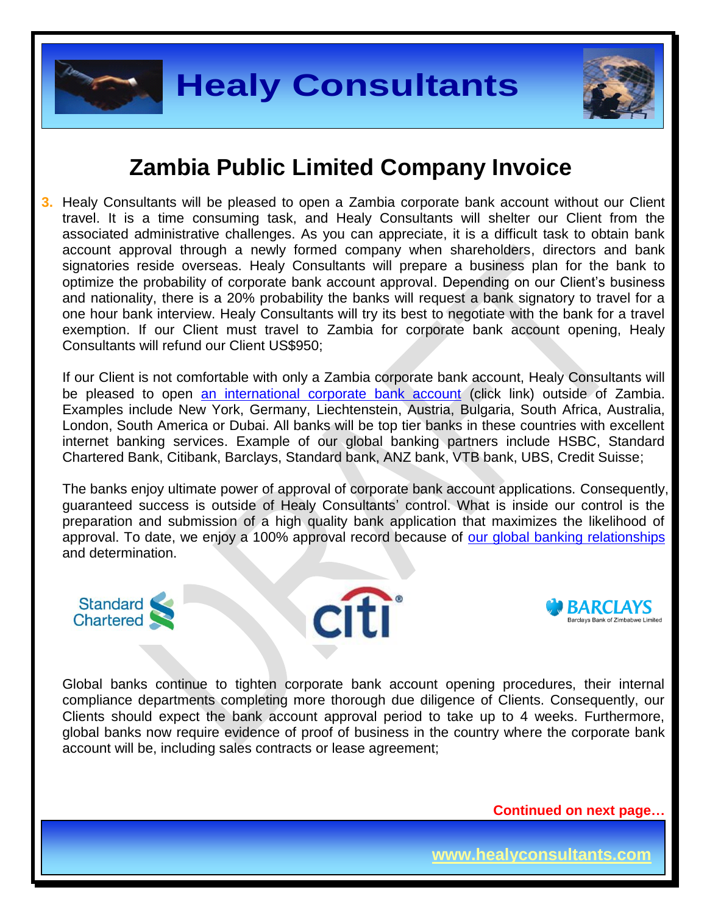# Zambia Public Limited Company Invoice

3. Healy Consultants will be pleased to open a Zambia corporate bank account without our Client travel. It is a time consuming task, and Healy Consultants will shelter our Client from the associated administrative challenges. As you can appreciate, it is a difficult task to obtain bank account approval through a newly formed company when shareholders, directors and bank signatories reside overseas. Healy Consultants will prepare a business plan for the bank to optimize the probability of corporate bank account approval. Depending on our Client's business and nationality, there is a 20% probability the banks will request a bank signatory to travel for a one hour bank interview. Healy Consultants will try its best to negotiate with the bank for a travel exemption. If our Client must travel to Zambia for corporate bank account opening, Healy Consultants will refund our Client US$950;

   If our Client is not comfortable with only a Zambia corporate bank account, Healy Consultants will be pleased to open an international corporate bank account (click link) outside of Zambia. Examples include New York, Germany, Liechtenstein, Austria, Bulgaria, South Africa, Australia, London, South America or Dubai. All banks will be top tier banks in these countries with excellent internet banking services. Example of our global banking partners include HSBC, Standard Chartered Bank, Citibank, Barclays, Standard bank, ANZ bank, VTB bank, UBS, Credit Suisse;

   The banks enjoy ultimate power of approval of corporate bank account applications. Consequently, guaranteed success is outside of Healy Consultants' control. What is inside our control is the preparation and submission of a high quality bank application that maximizes the likelihood of approval. To date, we enjoy a 100% approval record because of our global banking relationships and determination.

   Global banks continue to tighten corporate bank account opening procedures, their internal compliance departments completing more thorough due diligence of Clients. Consequently, our Clients should expect the bank account approval period to take up to 4 weeks. Furthermore, global banks now require evidence of proof of business in the country where the corporate bank account will be, including sales contracts or lease agreement;

**Continued on next page…**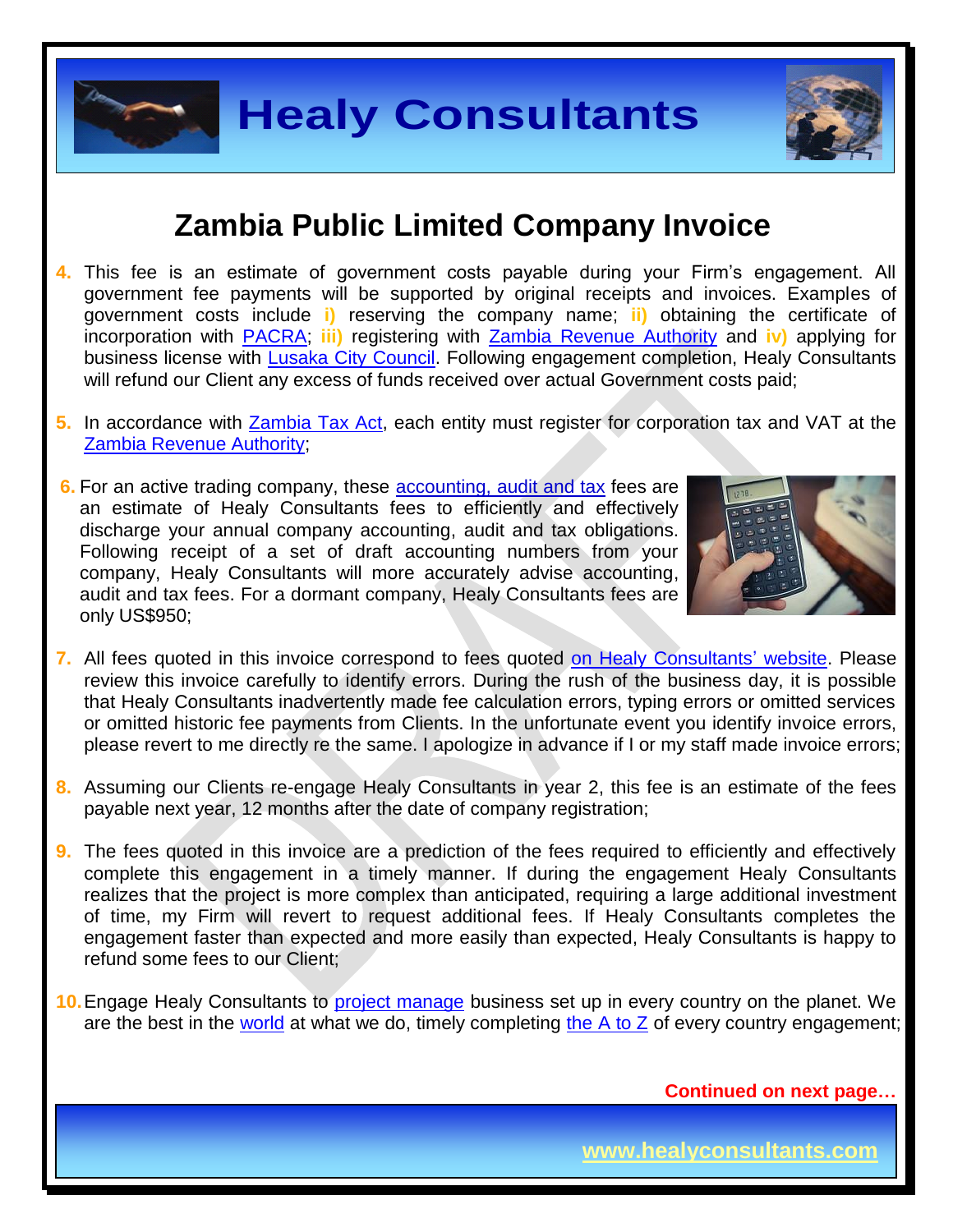# Zambia Public Limited Company Invoice

4. This fee is an estimate of government costs payable during your Firm's engagement. All government fee payments will be supported by original receipts and invoices. Examples of government costs include **i)** reserving the company name; **ii)** obtaining the certificate of incorporation with PACRA; **iii)** registering with Zambia Revenue Authority and **iv)** applying for business license with Lusaka City Council. Following engagement completion, Healy Consultants will refund our Client any excess of funds received over actual Government costs paid;

5. In accordance with Zambia Tax Act, each entity must register for corporation tax and VAT at the Zambia Revenue Authority;

6. For an active trading company, these accounting, audit and tax fees are an estimate of Healy Consultants fees to efficiently and effectively discharge your annual company accounting, audit and tax obligations. Following receipt of a set of draft accounting numbers from your company, Healy Consultants will more accurately advise accounting, audit and tax fees. For a dormant company, Healy Consultants fees are only US$950;

7. All fees quoted in this invoice correspond to fees quoted on Healy Consultants' website. Please review this invoice carefully to identify errors. During the rush of the business day, it is possible that Healy Consultants inadvertently made fee calculation errors, typing errors or omitted services or omitted historic fee payments from Clients. In the unfortunate event you identify invoice errors, please revert to me directly re the same. I apologize in advance if I or my staff made invoice errors;

8. Assuming our Clients re-engage Healy Consultants in year 2, this fee is an estimate of the fees payable next year, 12 months after the date of company registration;

9. The fees quoted in this invoice are a prediction of the fees required to efficiently and effectively complete this engagement in a timely manner. If during the engagement Healy Consultants realizes that the project is more complex than anticipated, requiring a large additional investment of time, my Firm will revert to request additional fees. If Healy Consultants completes the engagement faster than expected and more easily than expected, Healy Consultants is happy to refund some fees to our Client;

10. Engage Healy Consultants to project manage business set up in every country on the planet. We are the best in the world at what we do, timely completing the A to Z of every country engagement;

**Continued on next page…**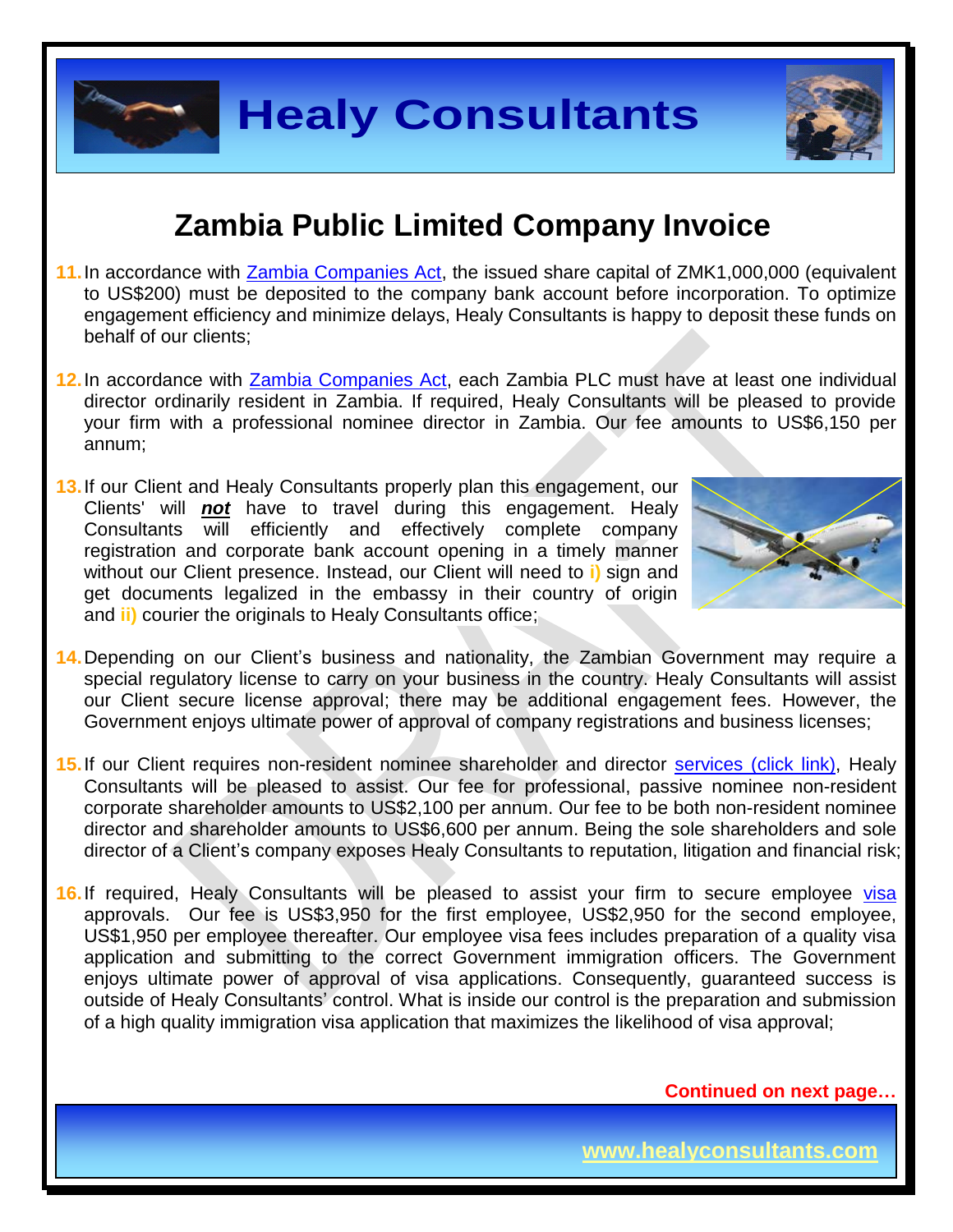# Zambia Public Limited Company Invoice

11. In accordance with Zambia Companies Act, the issued share capital of ZMK1,000,000 (equivalent to US$200) must be deposited to the company bank account before incorporation. To optimize engagement efficiency and minimize delays, Healy Consultants is happy to deposit these funds on behalf of our clients;

12. In accordance with Zambia Companies Act, each Zambia PLC must have at least one individual director ordinarily resident in Zambia. If required, Healy Consultants will be pleased to provide your firm with a professional nominee director in Zambia. Our fee amounts to US$6,150 per annum;

13. If our Client and Healy Consultants properly plan this engagement, our Clients' will ***not*** have to travel during this engagement. Healy Consultants will efficiently and effectively complete company registration and corporate bank account opening in a timely manner without our Client presence. Instead, our Client will need to **i)** sign and get documents legalized in the embassy in their country of origin and **ii)** courier the originals to Healy Consultants office;

14. Depending on our Client's business and nationality, the Zambian Government may require a special regulatory license to carry on your business in the country. Healy Consultants will assist our Client secure license approval; there may be additional engagement fees. However, the Government enjoys ultimate power of approval of company registrations and business licenses;

15. If our Client requires non-resident nominee shareholder and director services (click link), Healy Consultants will be pleased to assist. Our fee for professional, passive nominee non-resident corporate shareholder amounts to US$2,100 per annum. Our fee to be both non-resident nominee director and shareholder amounts to US$6,600 per annum. Being the sole shareholders and sole director of a Client's company exposes Healy Consultants to reputation, litigation and financial risk;

16. If required, Healy Consultants will be pleased to assist your firm to secure employee visa approvals. Our fee is US$3,950 for the first employee, US$2,950 for the second employee, US$1,950 per employee thereafter. Our employee visa fees includes preparation of a quality visa application and submitting to the correct Government immigration officers. The Government enjoys ultimate power of approval of visa applications. Consequently, guaranteed success is outside of Healy Consultants' control. What is inside our control is the preparation and submission of a high quality immigration visa application that maximizes the likelihood of visa approval;

**Continued on next page…**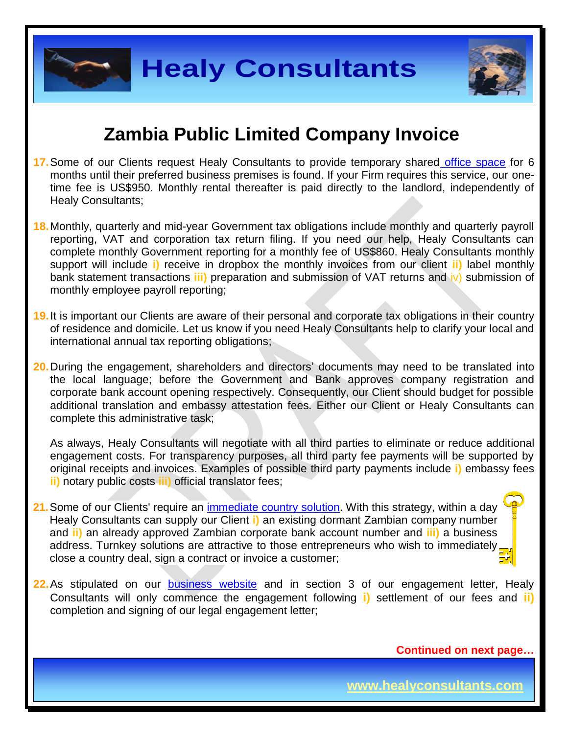# Zambia Public Limited Company Invoice

17. Some of our Clients request Healy Consultants to provide temporary shared office space for 6 months until their preferred business premises is found. If your Firm requires this service, our one-time fee is US$950. Monthly rental thereafter is paid directly to the landlord, independently of Healy Consultants;

18. Monthly, quarterly and mid-year Government tax obligations include monthly and quarterly payroll reporting, VAT and corporation tax return filing. If you need our help, Healy Consultants can complete monthly Government reporting for a monthly fee of US$860. Healy Consultants monthly support will include **i)** receive in dropbox the monthly invoices from our client **ii)** label monthly bank statement transactions **iii)** preparation and submission of VAT returns and iv) submission of monthly employee payroll reporting;

19. It is important our Clients are aware of their personal and corporate tax obligations in their country of residence and domicile. Let us know if you need Healy Consultants help to clarify your local and international annual tax reporting obligations;

20. During the engagement, shareholders and directors' documents may need to be translated into the local language; before the Government and Bank approves company registration and corporate bank account opening respectively. Consequently, our Client should budget for possible additional translation and embassy attestation fees. Either our Client or Healy Consultants can complete this administrative task;

    As always, Healy Consultants will negotiate with all third parties to eliminate or reduce additional engagement costs. For transparency purposes, all third party fee payments will be supported by original receipts and invoices. Examples of possible third party payments include **i)** embassy fees **ii)** notary public costs **iii)** official translator fees;

21. Some of our Clients' require an immediate country solution. With this strategy, within a day Healy Consultants can supply our Client **i)** an existing dormant Zambian company number and **ii)** an already approved Zambian corporate bank account number and **iii)** a business address. Turnkey solutions are attractive to those entrepreneurs who wish to immediately close a country deal, sign a contract or invoice a customer;

22. As stipulated on our business website and in section 3 of our engagement letter, Healy Consultants will only commence the engagement following **i)** settlement of our fees and **ii)** completion and signing of our legal engagement letter;

**Continued on next page…**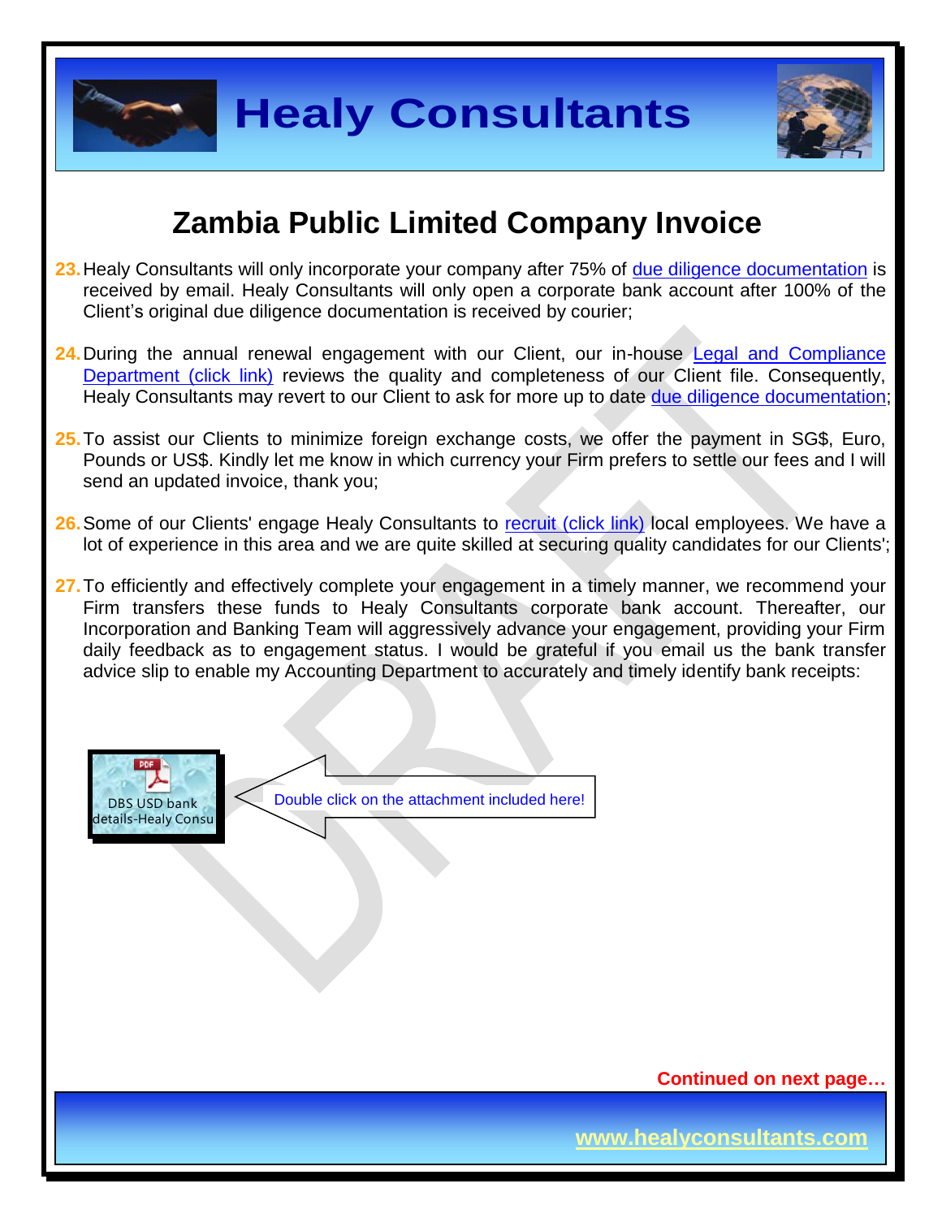## Zambia Public Limited Company Invoice

23. Healy Consultants will only incorporate your company after 75% of due diligence documentation is received by email. Healy Consultants will only open a corporate bank account after 100% of the Client's original due diligence documentation is received by courier;

24. During the annual renewal engagement with our Client, our in-house Legal and Compliance Department (click link) reviews the quality and completeness of our Client file. Consequently, Healy Consultants may revert to our Client to ask for more up to date due diligence documentation;

25. To assist our Clients to minimize foreign exchange costs, we offer the payment in SG$, Euro, Pounds or US$. Kindly let me know in which currency your Firm prefers to settle our fees and I will send an updated invoice, thank you;

26. Some of our Clients' engage Healy Consultants to recruit (click link) local employees. We have a lot of experience in this area and we are quite skilled at securing quality candidates for our Clients';

27. To efficiently and effectively complete your engagement in a timely manner, we recommend your Firm transfers these funds to Healy Consultants corporate bank account. Thereafter, our Incorporation and Banking Team will aggressively advance your engagement, providing your Firm daily feedback as to engagement status. I would be grateful if you email us the bank transfer advice slip to enable my Accounting Department to accurately and timely identify bank receipts:

DBS USD bank details-Healy Consu

Double click on the attachment included here!

**Continued on next page…**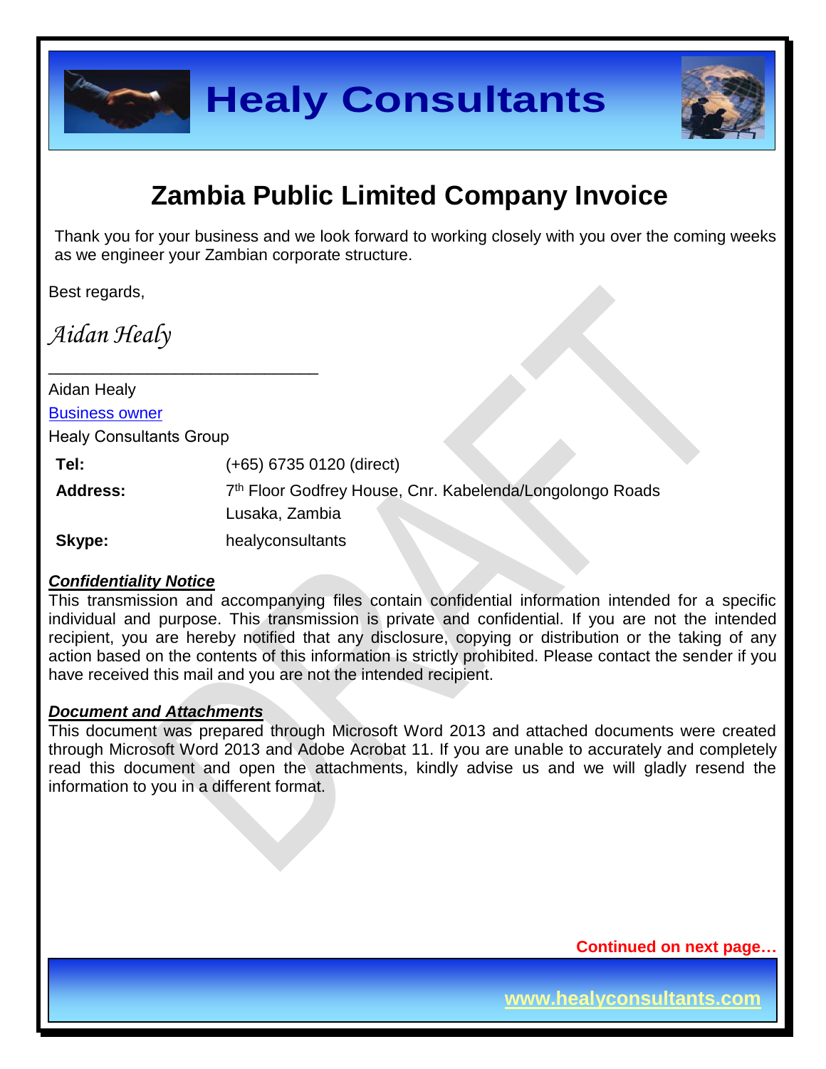# Zambia Public Limited Company Invoice

Thank you for your business and we look forward to working closely with you over the coming weeks as we engineer your Zambian corporate structure.

Best regards,

*Aidan Healy*

______________________________

Aidan Healy

Business owner

Healy Consultants Group

| | |
|---|---|
| **Tel:** | (+65) 6735 0120 (direct) |
| **Address:** | 7th Floor Godfrey House, Cnr. Kabelenda/Longolongo Roads Lusaka, Zambia |
| **Skype:** | healyconsultants |

***Confidentiality Notice***

This transmission and accompanying files contain confidential information intended for a specific individual and purpose. This transmission is private and confidential. If you are not the intended recipient, you are hereby notified that any disclosure, copying or distribution or the taking of any action based on the contents of this information is strictly prohibited. Please contact the sender if you have received this mail and you are not the intended recipient.

***Document and Attachments***

This document was prepared through Microsoft Word 2013 and attached documents were created through Microsoft Word 2013 and Adobe Acrobat 11. If you are unable to accurately and completely read this document and open the attachments, kindly advise us and we will gladly resend the information to you in a different format.

**Continued on next page…**